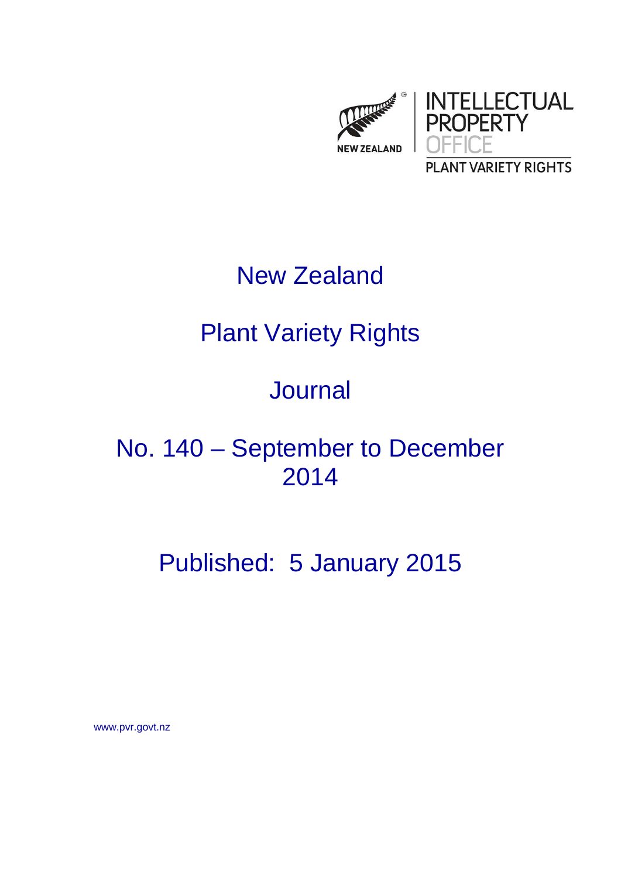NEW ZEALAND

INTELLECTUAL PROPERTY OFFICE

PLANT VARIETY RIGHTS

# New Zealand

# Plant Variety Rights

# Journal

## No. 140 – September to December 2014

## Published: 5 January 2015

www.pvr.govt.nz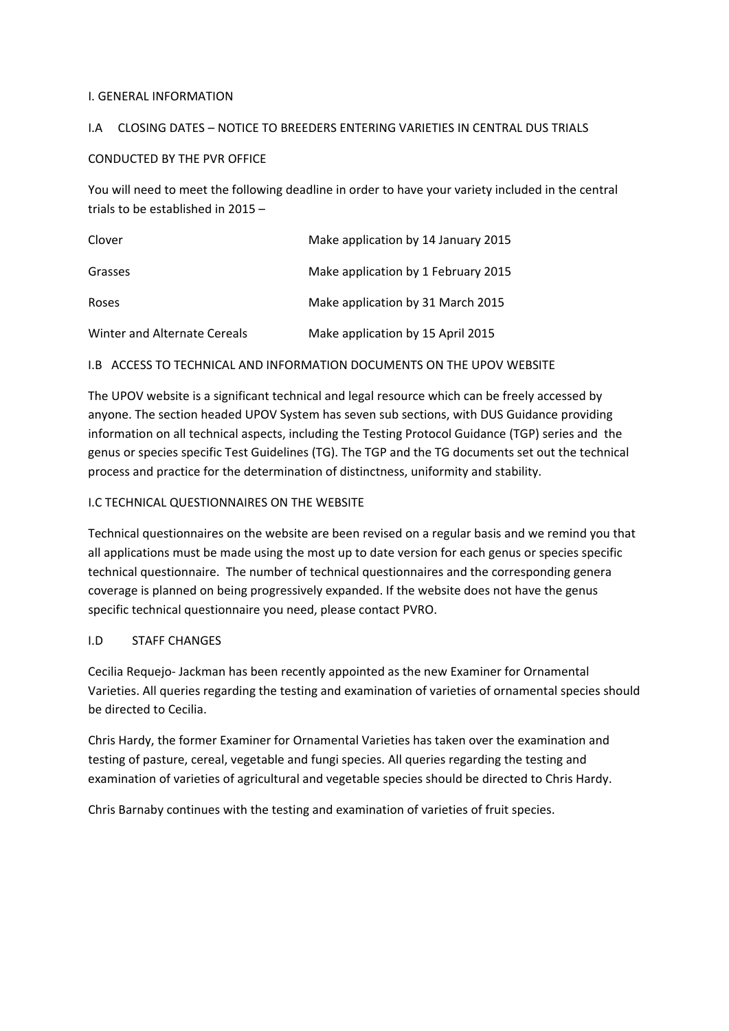# I. GENERAL INFORMATION

## I.A CLOSING DATES – NOTICE TO BREEDERS ENTERING VARIETIES IN CENTRAL DUS TRIALS

CONDUCTED BY THE PVR OFFICE

You will need to meet the following deadline in order to have your variety included in the central trials to be established in 2015 –

| | |
|---|---|
| Clover | Make application by 14 January 2015 |
| Grasses | Make application by 1 February 2015 |
| Roses | Make application by 31 March 2015 |
| Winter and Alternate Cereals | Make application by 15 April 2015 |

## I.B ACCESS TO TECHNICAL AND INFORMATION DOCUMENTS ON THE UPOV WEBSITE

The UPOV website is a significant technical and legal resource which can be freely accessed by anyone. The section headed UPOV System has seven sub sections, with DUS Guidance providing information on all technical aspects, including the Testing Protocol Guidance (TGP) series and the genus or species specific Test Guidelines (TG). The TGP and the TG documents set out the technical process and practice for the determination of distinctness, uniformity and stability.

## I.C TECHNICAL QUESTIONNAIRES ON THE WEBSITE

Technical questionnaires on the website are been revised on a regular basis and we remind you that all applications must be made using the most up to date version for each genus or species specific technical questionnaire. The number of technical questionnaires and the corresponding genera coverage is planned on being progressively expanded. If the website does not have the genus specific technical questionnaire you need, please contact PVRO.

## I.D STAFF CHANGES

Cecilia Requejo- Jackman has been recently appointed as the new Examiner for Ornamental Varieties. All queries regarding the testing and examination of varieties of ornamental species should be directed to Cecilia.

Chris Hardy, the former Examiner for Ornamental Varieties has taken over the examination and testing of pasture, cereal, vegetable and fungi species. All queries regarding the testing and examination of varieties of agricultural and vegetable species should be directed to Chris Hardy.

Chris Barnaby continues with the testing and examination of varieties of fruit species.